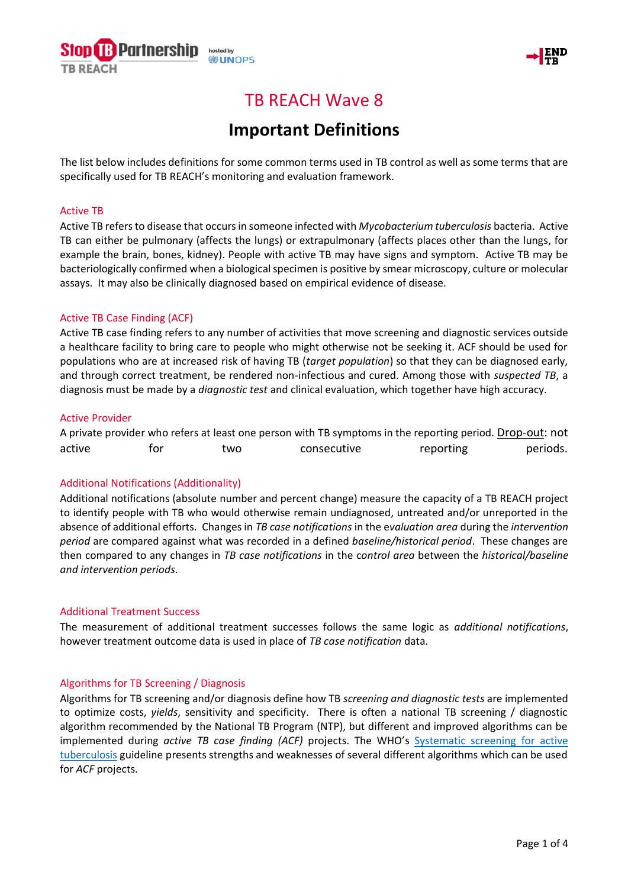# TB REACH Wave 8

## Important Definitions

The list below includes definitions for some common terms used in TB control as well as some terms that are specifically used for TB REACH's monitoring and evaluation framework.

### Active TB

Active TB refers to disease that occurs in someone infected with *Mycobacterium tuberculosis* bacteria. Active TB can either be pulmonary (affects the lungs) or extrapulmonary (affects places other than the lungs, for example the brain, bones, kidney). People with active TB may have signs and symptom. Active TB may be bacteriologically confirmed when a biological specimen is positive by smear microscopy, culture or molecular assays. It may also be clinically diagnosed based on empirical evidence of disease.

### Active TB Case Finding (ACF)

Active TB case finding refers to any number of activities that move screening and diagnostic services outside a healthcare facility to bring care to people who might otherwise not be seeking it. ACF should be used for populations who are at increased risk of having TB (*target population*) so that they can be diagnosed early, and through correct treatment, be rendered non-infectious and cured. Among those with *suspected TB*, a diagnosis must be made by a *diagnostic test* and clinical evaluation, which together have high accuracy.

### Active Provider

A private provider who refers at least one person with TB symptoms in the reporting period. Drop-out: not active for two consecutive reporting periods.

### Additional Notifications (Additionality)

Additional notifications (absolute number and percent change) measure the capacity of a TB REACH project to identify people with TB who would otherwise remain undiagnosed, untreated and/or unreported in the absence of additional efforts. Changes in *TB case notifications* in the e*valuation area* during the *intervention period* are compared against what was recorded in a defined *baseline/historical period*. These changes are then compared to any changes in *TB case notifications* in the c*ontrol area* between the *historical/baseline and intervention periods*.

### Additional Treatment Success

The measurement of additional treatment successes follows the same logic as *additional notifications*, however treatment outcome data is used in place of *TB case notification* data.

### Algorithms for TB Screening / Diagnosis

Algorithms for TB screening and/or diagnosis define how TB *screening and diagnostic tests* are implemented to optimize costs, *yields*, sensitivity and specificity. There is often a national TB screening / diagnostic algorithm recommended by the National TB Program (NTP), but different and improved algorithms can be implemented during *active TB case finding (ACF)* projects. The WHO's [Systematic screening for active tuberculosis](#) guideline presents strengths and weaknesses of several different algorithms which can be used for *ACF* projects.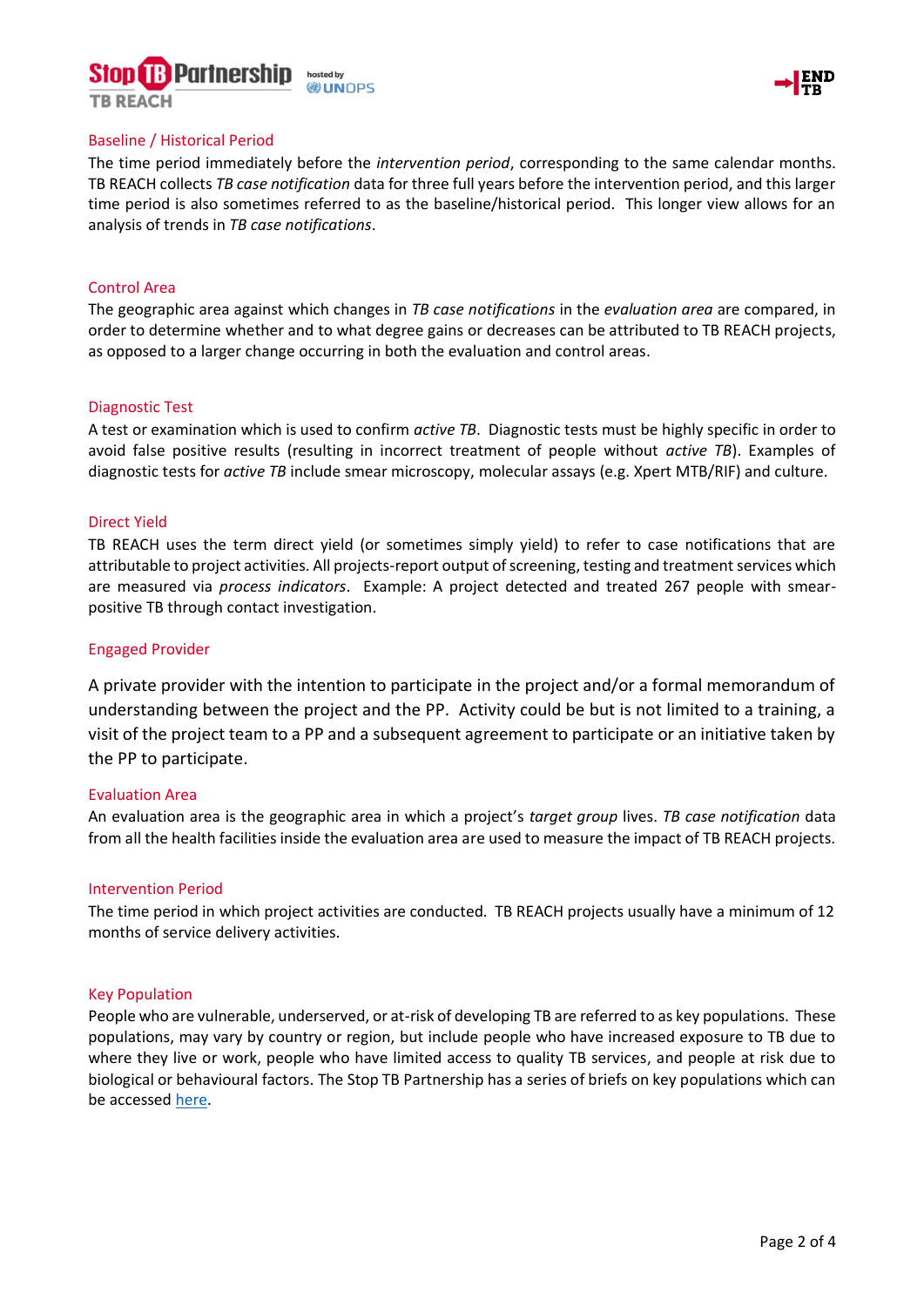## Baseline / Historical Period

The time period immediately before the *intervention period*, corresponding to the same calendar months. TB REACH collects *TB case notification* data for three full years before the intervention period, and this larger time period is also sometimes referred to as the baseline/historical period. This longer view allows for an analysis of trends in *TB case notifications*.

## Control Area

The geographic area against which changes in *TB case notifications* in the *evaluation area* are compared, in order to determine whether and to what degree gains or decreases can be attributed to TB REACH projects, as opposed to a larger change occurring in both the evaluation and control areas.

## Diagnostic Test

A test or examination which is used to confirm *active TB*. Diagnostic tests must be highly specific in order to avoid false positive results (resulting in incorrect treatment of people without *active TB*). Examples of diagnostic tests for *active TB* include smear microscopy, molecular assays (e.g. Xpert MTB/RIF) and culture.

## Direct Yield

TB REACH uses the term direct yield (or sometimes simply yield) to refer to case notifications that are attributable to project activities. All projects-report output of screening, testing and treatment services which are measured via *process indicators*. Example: A project detected and treated 267 people with smear-positive TB through contact investigation.

## Engaged Provider

A private provider with the intention to participate in the project and/or a formal memorandum of understanding between the project and the PP. Activity could be but is not limited to a training, a visit of the project team to a PP and a subsequent agreement to participate or an initiative taken by the PP to participate.

## Evaluation Area

An evaluation area is the geographic area in which a project's *target group* lives. *TB case notification* data from all the health facilities inside the evaluation area are used to measure the impact of TB REACH projects.

## Intervention Period

The time period in which project activities are conducted. TB REACH projects usually have a minimum of 12 months of service delivery activities.

## Key Population

People who are vulnerable, underserved, or at-risk of developing TB are referred to as key populations. These populations, may vary by country or region, but include people who have increased exposure to TB due to where they live or work, people who have limited access to quality TB services, and people at risk due to biological or behavioural factors. The Stop TB Partnership has a series of briefs on key populations which can be accessed here.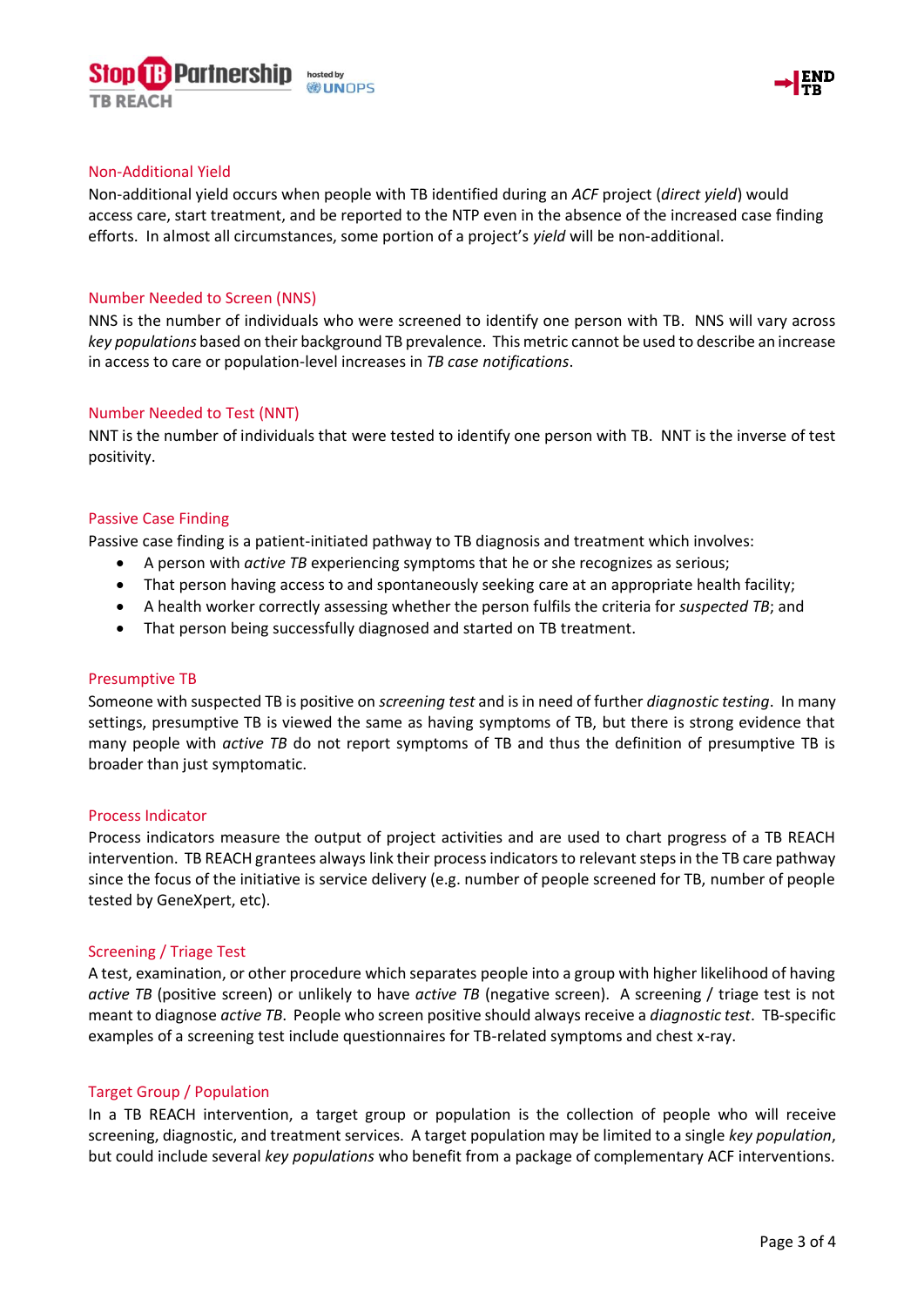## Non-Additional Yield

Non-additional yield occurs when people with TB identified during an *ACF* project (*direct yield*) would access care, start treatment, and be reported to the NTP even in the absence of the increased case finding efforts. In almost all circumstances, some portion of a project's *yield* will be non-additional.

## Number Needed to Screen (NNS)

NNS is the number of individuals who were screened to identify one person with TB. NNS will vary across *key populations* based on their background TB prevalence. This metric cannot be used to describe an increase in access to care or population-level increases in *TB case notifications*.

## Number Needed to Test (NNT)

NNT is the number of individuals that were tested to identify one person with TB. NNT is the inverse of test positivity.

## Passive Case Finding

Passive case finding is a patient-initiated pathway to TB diagnosis and treatment which involves:

- A person with *active TB* experiencing symptoms that he or she recognizes as serious;
- That person having access to and spontaneously seeking care at an appropriate health facility;
- A health worker correctly assessing whether the person fulfils the criteria for *suspected TB*; and
- That person being successfully diagnosed and started on TB treatment.

## Presumptive TB

Someone with suspected TB is positive on *screening test* and is in need of further *diagnostic testing*. In many settings, presumptive TB is viewed the same as having symptoms of TB, but there is strong evidence that many people with *active TB* do not report symptoms of TB and thus the definition of presumptive TB is broader than just symptomatic.

## Process Indicator

Process indicators measure the output of project activities and are used to chart progress of a TB REACH intervention. TB REACH grantees always link their process indicators to relevant steps in the TB care pathway since the focus of the initiative is service delivery (e.g. number of people screened for TB, number of people tested by GeneXpert, etc).

## Screening / Triage Test

A test, examination, or other procedure which separates people into a group with higher likelihood of having *active TB* (positive screen) or unlikely to have *active TB* (negative screen). A screening / triage test is not meant to diagnose *active TB*. People who screen positive should always receive a *diagnostic test*. TB-specific examples of a screening test include questionnaires for TB-related symptoms and chest x-ray.

## Target Group / Population

In a TB REACH intervention, a target group or population is the collection of people who will receive screening, diagnostic, and treatment services. A target population may be limited to a single *key population*, but could include several *key populations* who benefit from a package of complementary ACF interventions.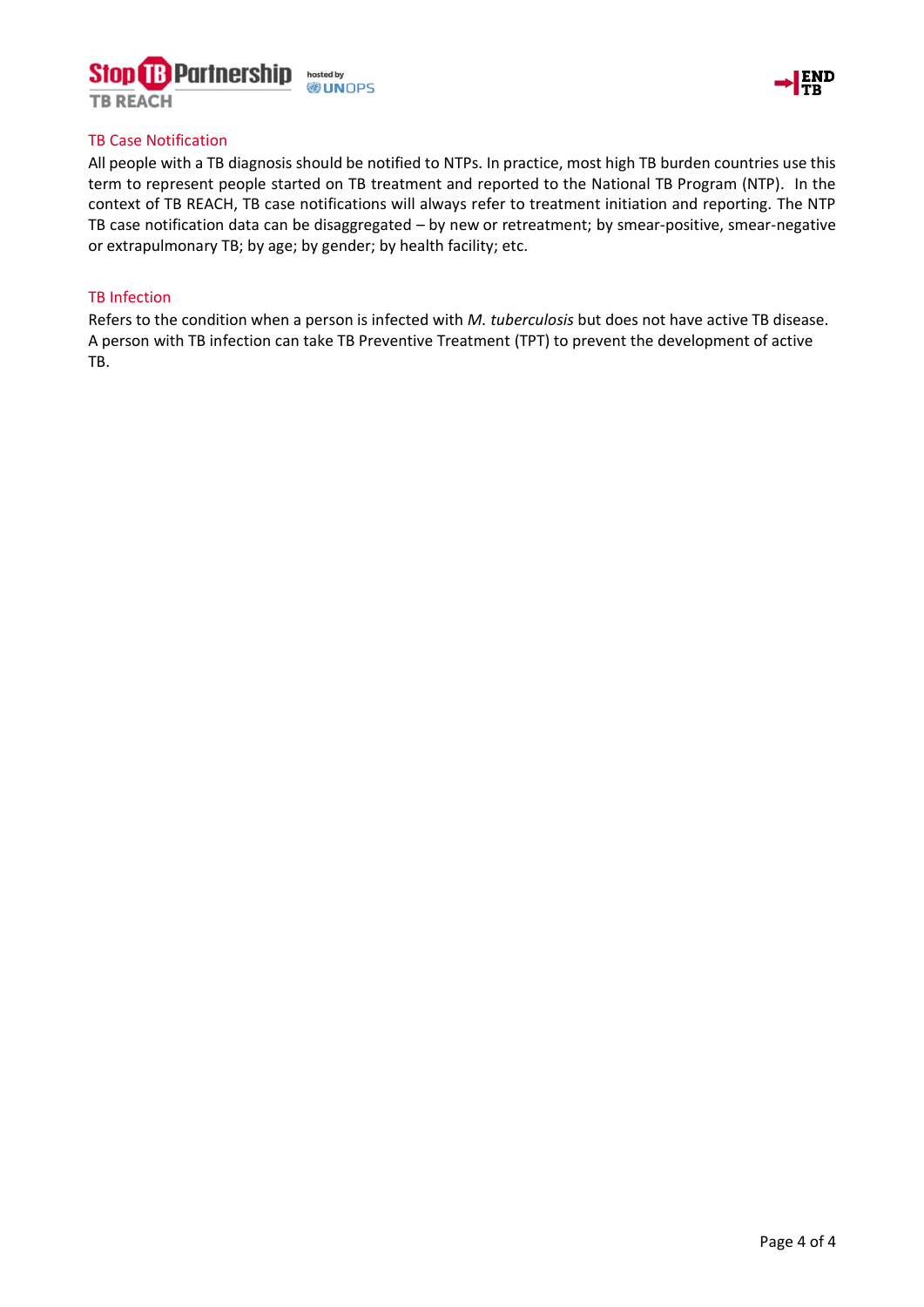## TB Case Notification

All people with a TB diagnosis should be notified to NTPs. In practice, most high TB burden countries use this term to represent people started on TB treatment and reported to the National TB Program (NTP). In the context of TB REACH, TB case notifications will always refer to treatment initiation and reporting. The NTP TB case notification data can be disaggregated – by new or retreatment; by smear-positive, smear-negative or extrapulmonary TB; by age; by gender; by health facility; etc.

## TB Infection

Refers to the condition when a person is infected with *M. tuberculosis* but does not have active TB disease. A person with TB infection can take TB Preventive Treatment (TPT) to prevent the development of active TB.